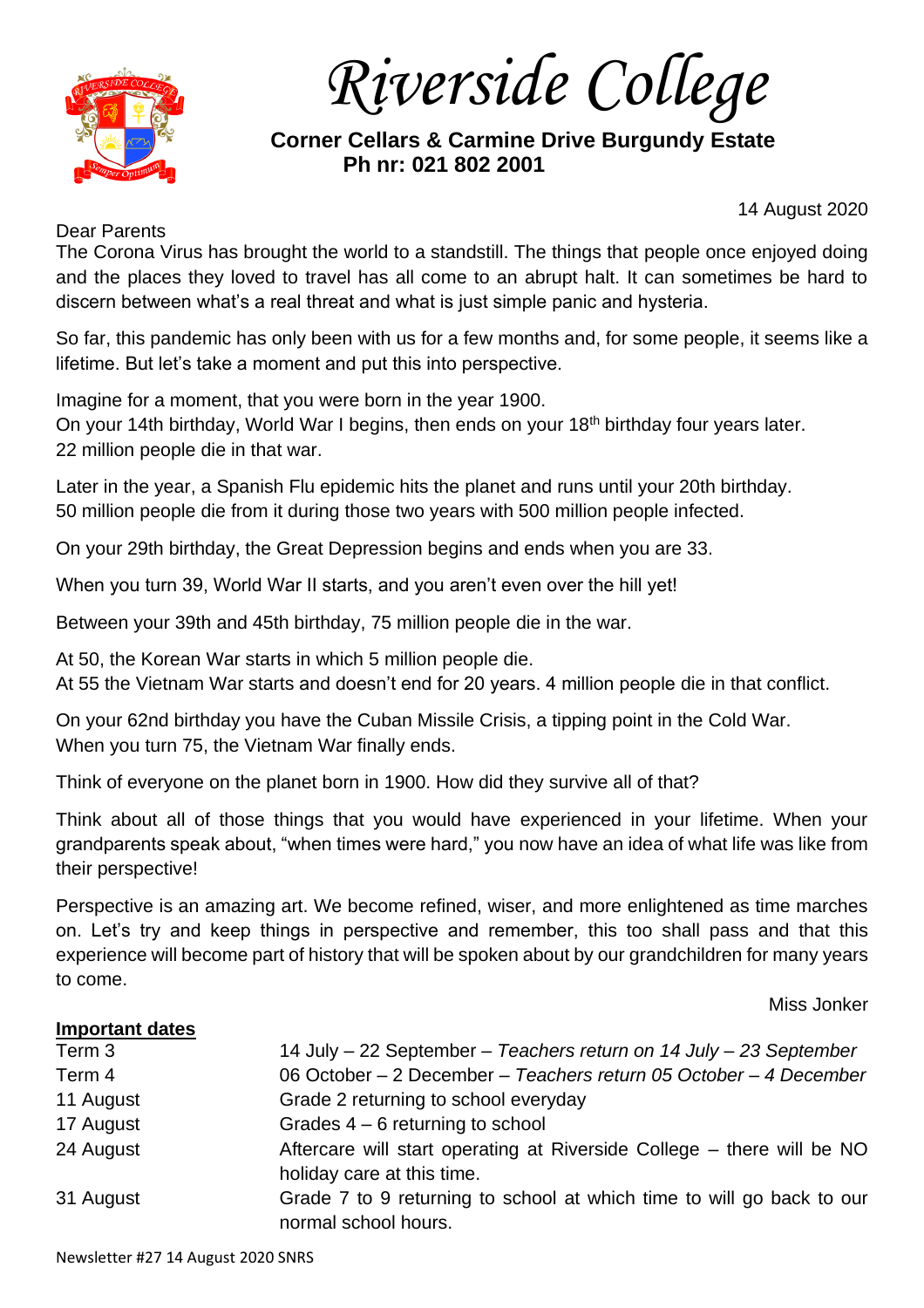# Riverside College

**Corner Cellars & Carmine Drive Burgundy Estate**
**Ph nr: 021 802 2001**

14 August 2020

Dear Parents

The Corona Virus has brought the world to a standstill. The things that people once enjoyed doing and the places they loved to travel has all come to an abrupt halt. It can sometimes be hard to discern between what's a real threat and what is just simple panic and hysteria.

So far, this pandemic has only been with us for a few months and, for some people, it seems like a lifetime. But let's take a moment and put this into perspective.

Imagine for a moment, that you were born in the year 1900.
On your 14th birthday, World War I begins, then ends on your 18th birthday four years later.
22 million people die in that war.

Later in the year, a Spanish Flu epidemic hits the planet and runs until your 20th birthday.
50 million people die from it during those two years with 500 million people infected.

On your 29th birthday, the Great Depression begins and ends when you are 33.

When you turn 39, World War II starts, and you aren't even over the hill yet!

Between your 39th and 45th birthday, 75 million people die in the war.

At 50, the Korean War starts in which 5 million people die.
At 55 the Vietnam War starts and doesn't end for 20 years. 4 million people die in that conflict.

On your 62nd birthday you have the Cuban Missile Crisis, a tipping point in the Cold War.
When you turn 75, the Vietnam War finally ends.

Think of everyone on the planet born in 1900. How did they survive all of that?

Think about all of those things that you would have experienced in your lifetime. When your grandparents speak about, "when times were hard," you now have an idea of what life was like from their perspective!

Perspective is an amazing art. We become refined, wiser, and more enlightened as time marches on. Let's try and keep things in perspective and remember, this too shall pass and that this experience will become part of history that will be spoken about by our grandchildren for many years to come.

Miss Jonker

**Important dates**

| | |
|---|---|
| Term 3 | 14 July – 22 September – *Teachers return on 14 July – 23 September* |
| Term 4 | 06 October – 2 December – *Teachers return 05 October – 4 December* |
| 11 August | Grade 2 returning to school everyday |
| 17 August | Grades 4 – 6 returning to school |
| 24 August | Aftercare will start operating at Riverside College – there will be NO holiday care at this time. |
| 31 August | Grade 7 to 9 returning to school at which time to will go back to our normal school hours. |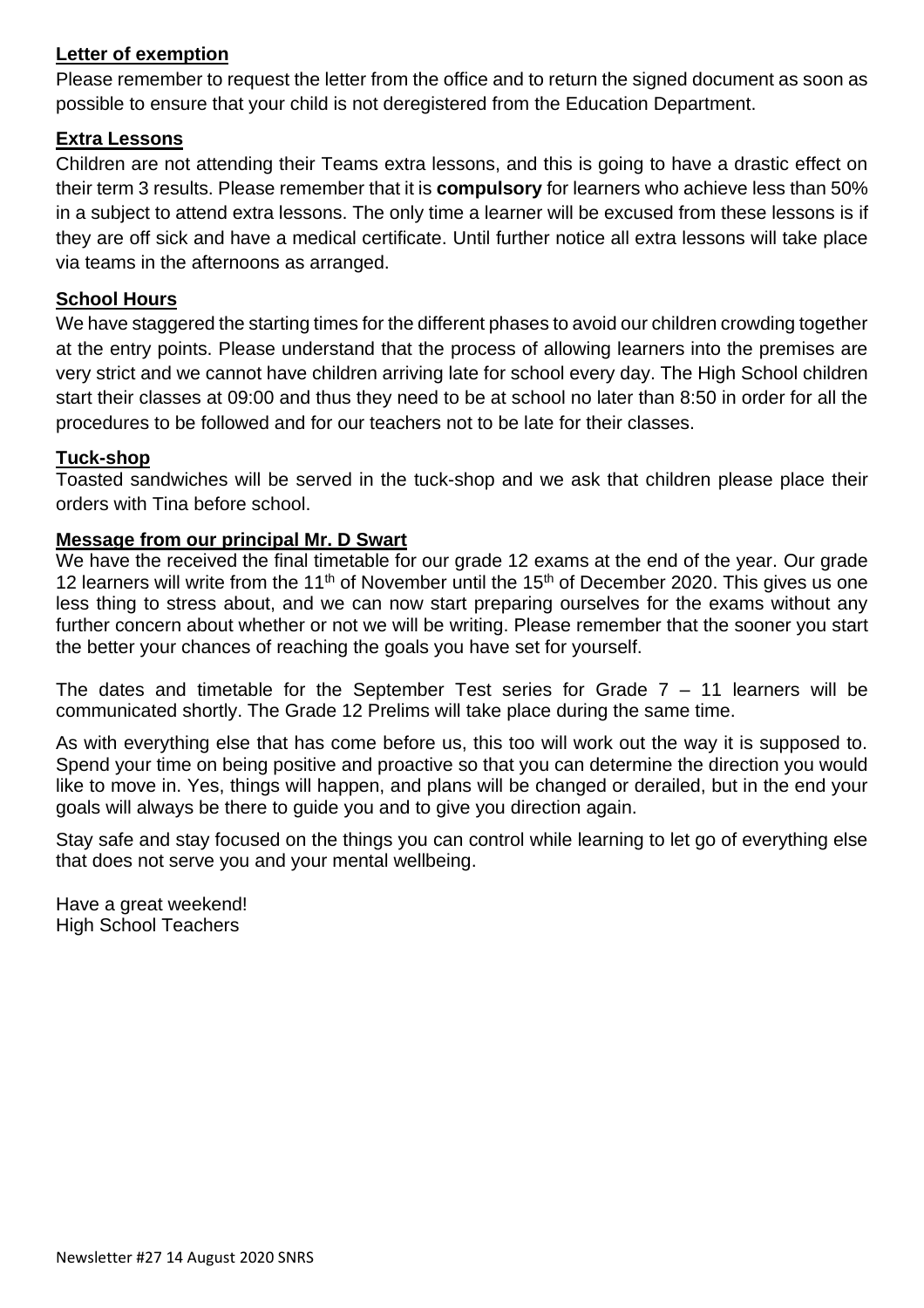**Letter of exemption**

Please remember to request the letter from the office and to return the signed document as soon as possible to ensure that your child is not deregistered from the Education Department.

**Extra Lessons**

Children are not attending their Teams extra lessons, and this is going to have a drastic effect on their term 3 results. Please remember that it is **compulsory** for learners who achieve less than 50% in a subject to attend extra lessons. The only time a learner will be excused from these lessons is if they are off sick and have a medical certificate. Until further notice all extra lessons will take place via teams in the afternoons as arranged.

**School Hours**

We have staggered the starting times for the different phases to avoid our children crowding together at the entry points. Please understand that the process of allowing learners into the premises are very strict and we cannot have children arriving late for school every day. The High School children start their classes at 09:00 and thus they need to be at school no later than 8:50 in order for all the procedures to be followed and for our teachers not to be late for their classes.

**Tuck-shop**

Toasted sandwiches will be served in the tuck-shop and we ask that children please place their orders with Tina before school.

**Message from our principal Mr. D Swart**

We have the received the final timetable for our grade 12 exams at the end of the year. Our grade 12 learners will write from the 11th of November until the 15th of December 2020. This gives us one less thing to stress about, and we can now start preparing ourselves for the exams without any further concern about whether or not we will be writing. Please remember that the sooner you start the better your chances of reaching the goals you have set for yourself.

The dates and timetable for the September Test series for Grade 7 – 11 learners will be communicated shortly. The Grade 12 Prelims will take place during the same time.

As with everything else that has come before us, this too will work out the way it is supposed to. Spend your time on being positive and proactive so that you can determine the direction you would like to move in. Yes, things will happen, and plans will be changed or derailed, but in the end your goals will always be there to guide you and to give you direction again.

Stay safe and stay focused on the things you can control while learning to let go of everything else that does not serve you and your mental wellbeing.

Have a great weekend!
High School Teachers

Newsletter #27 14 August 2020 SNRS